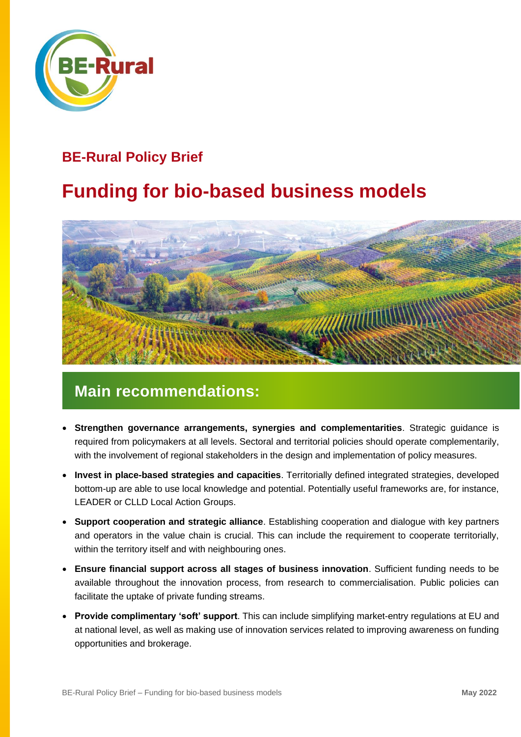BE-Rural

**BE-Rural Policy Brief**

# Funding for bio-based business models

## Main recommendations:

- **Strengthen governance arrangements, synergies and complementarities**. Strategic guidance is required from policymakers at all levels. Sectoral and territorial policies should operate complementarily, with the involvement of regional stakeholders in the design and implementation of policy measures.
- **Invest in place-based strategies and capacities**. Territorially defined integrated strategies, developed bottom-up are able to use local knowledge and potential. Potentially useful frameworks are, for instance, LEADER or CLLD Local Action Groups.
- **Support cooperation and strategic alliance**. Establishing cooperation and dialogue with key partners and operators in the value chain is crucial. This can include the requirement to cooperate territorially, within the territory itself and with neighbouring ones.
- **Ensure financial support across all stages of business innovation**. Sufficient funding needs to be available throughout the innovation process, from research to commercialisation. Public policies can facilitate the uptake of private funding streams.
- **Provide complimentary 'soft' support**. This can include simplifying market-entry regulations at EU and at national level, as well as making use of innovation services related to improving awareness on funding opportunities and brokerage.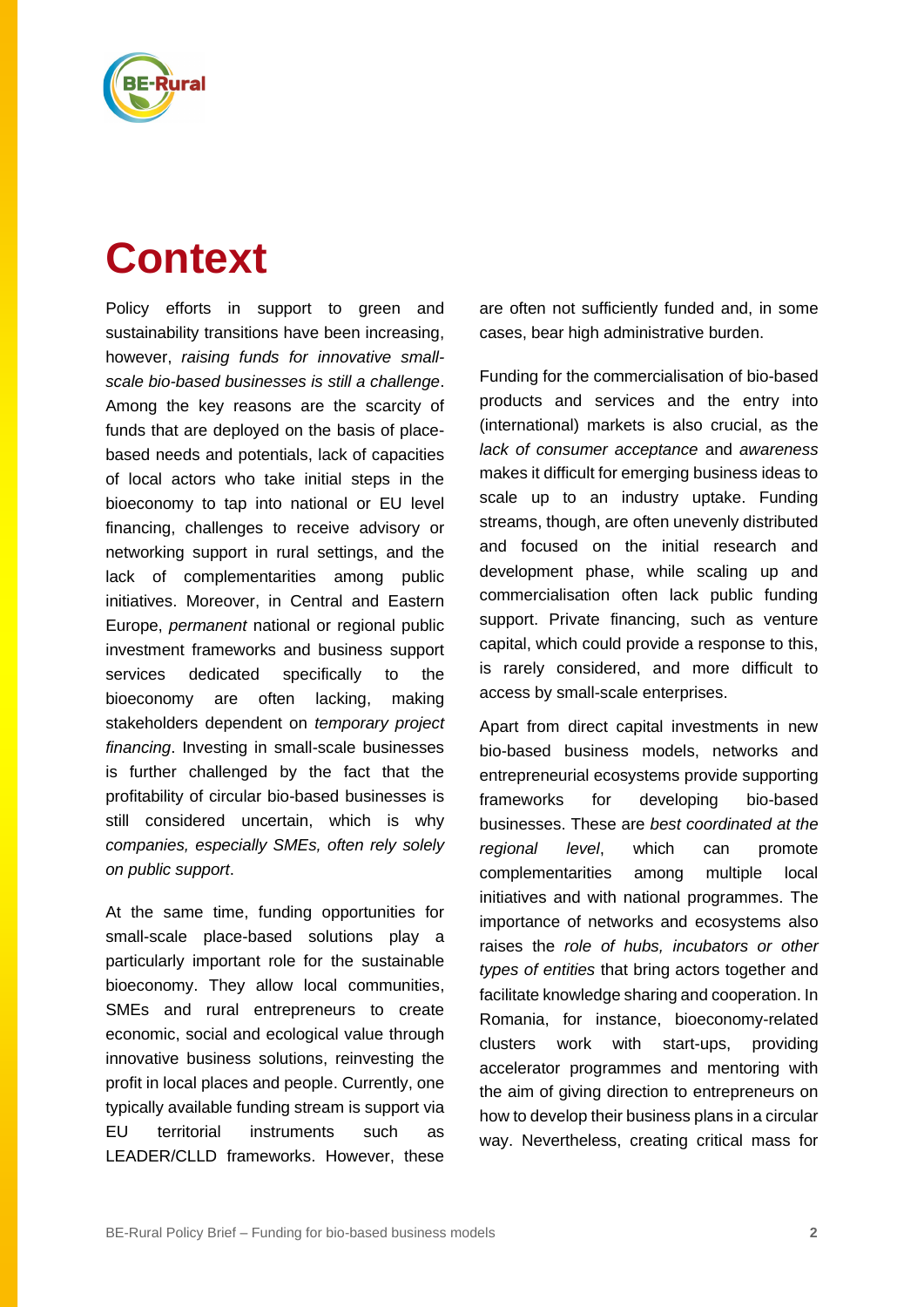# Context

Policy efforts in support to green and sustainability transitions have been increasing, however, *raising funds for innovative small-scale bio-based businesses is still a challenge*. Among the key reasons are the scarcity of funds that are deployed on the basis of place-based needs and potentials, lack of capacities of local actors who take initial steps in the bioeconomy to tap into national or EU level financing, challenges to receive advisory or networking support in rural settings, and the lack of complementarities among public initiatives. Moreover, in Central and Eastern Europe, *permanent* national or regional public investment frameworks and business support services dedicated specifically to the bioeconomy are often lacking, making stakeholders dependent on *temporary project financing*. Investing in small-scale businesses is further challenged by the fact that the profitability of circular bio-based businesses is still considered uncertain, which is why *companies, especially SMEs, often rely solely on public support*.

At the same time, funding opportunities for small-scale place-based solutions play a particularly important role for the sustainable bioeconomy. They allow local communities, SMEs and rural entrepreneurs to create economic, social and ecological value through innovative business solutions, reinvesting the profit in local places and people. Currently, one typically available funding stream is support via EU territorial instruments such as LEADER/CLLD frameworks. However, these are often not sufficiently funded and, in some cases, bear high administrative burden.

Funding for the commercialisation of bio-based products and services and the entry into (international) markets is also crucial, as the *lack of consumer acceptance* and *awareness* makes it difficult for emerging business ideas to scale up to an industry uptake. Funding streams, though, are often unevenly distributed and focused on the initial research and development phase, while scaling up and commercialisation often lack public funding support. Private financing, such as venture capital, which could provide a response to this, is rarely considered, and more difficult to access by small-scale enterprises.

Apart from direct capital investments in new bio-based business models, networks and entrepreneurial ecosystems provide supporting frameworks for developing bio-based businesses. These are *best coordinated at the regional level*, which can promote complementarities among multiple local initiatives and with national programmes. The importance of networks and ecosystems also raises the *role of hubs, incubators or other types of entities* that bring actors together and facilitate knowledge sharing and cooperation. In Romania, for instance, bioeconomy-related clusters work with start-ups, providing accelerator programmes and mentoring with the aim of giving direction to entrepreneurs on how to develop their business plans in a circular way. Nevertheless, creating critical mass for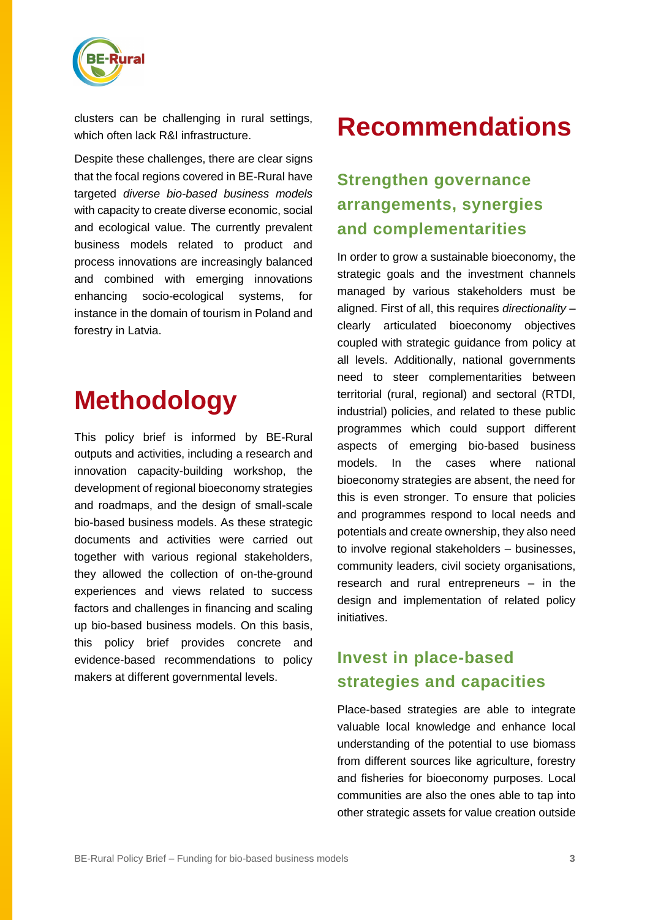clusters can be challenging in rural settings, which often lack R&I infrastructure.

Despite these challenges, there are clear signs that the focal regions covered in BE-Rural have targeted *diverse bio-based business models* with capacity to create diverse economic, social and ecological value. The currently prevalent business models related to product and process innovations are increasingly balanced and combined with emerging innovations enhancing socio-ecological systems, for instance in the domain of tourism in Poland and forestry in Latvia.

# Methodology

This policy brief is informed by BE-Rural outputs and activities, including a research and innovation capacity-building workshop, the development of regional bioeconomy strategies and roadmaps, and the design of small-scale bio-based business models. As these strategic documents and activities were carried out together with various regional stakeholders, they allowed the collection of on-the-ground experiences and views related to success factors and challenges in financing and scaling up bio-based business models. On this basis, this policy brief provides concrete and evidence-based recommendations to policy makers at different governmental levels.

# Recommendations

## Strengthen governance arrangements, synergies and complementarities

In order to grow a sustainable bioeconomy, the strategic goals and the investment channels managed by various stakeholders must be aligned. First of all, this requires *directionality* – clearly articulated bioeconomy objectives coupled with strategic guidance from policy at all levels. Additionally, national governments need to steer complementarities between territorial (rural, regional) and sectoral (RTDI, industrial) policies, and related to these public programmes which could support different aspects of emerging bio-based business models. In the cases where national bioeconomy strategies are absent, the need for this is even stronger. To ensure that policies and programmes respond to local needs and potentials and create ownership, they also need to involve regional stakeholders – businesses, community leaders, civil society organisations, research and rural entrepreneurs – in the design and implementation of related policy initiatives.

## Invest in place-based strategies and capacities

Place-based strategies are able to integrate valuable local knowledge and enhance local understanding of the potential to use biomass from different sources like agriculture, forestry and fisheries for bioeconomy purposes. Local communities are also the ones able to tap into other strategic assets for value creation outside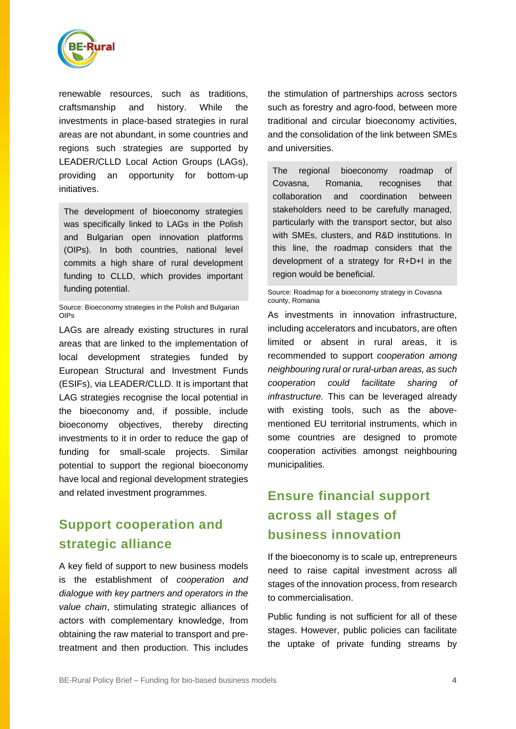renewable resources, such as traditions, craftsmanship and history. While the investments in place-based strategies in rural areas are not abundant, in some countries and regions such strategies are supported by LEADER/CLLD Local Action Groups (LAGs), providing an opportunity for bottom-up initiatives.

> The development of bioeconomy strategies was specifically linked to LAGs in the Polish and Bulgarian open innovation platforms (OIPs). In both countries, national level commits a high share of rural development funding to CLLD, which provides important funding potential.

Source: Bioeconomy strategies in the Polish and Bulgarian OIPs

LAGs are already existing structures in rural areas that are linked to the implementation of local development strategies funded by European Structural and Investment Funds (ESIFs), via LEADER/CLLD. It is important that LAG strategies recognise the local potential in the bioeconomy and, if possible, include bioeconomy objectives, thereby directing investments to it in order to reduce the gap of funding for small-scale projects. Similar potential to support the regional bioeconomy have local and regional development strategies and related investment programmes.

## Support cooperation and strategic alliance

A key field of support to new business models is the establishment of *cooperation and dialogue with key partners and operators in the value chain*, stimulating strategic alliances of actors with complementary knowledge, from obtaining the raw material to transport and pre-treatment and then production. This includes the stimulation of partnerships across sectors such as forestry and agro-food, between more traditional and circular bioeconomy activities, and the consolidation of the link between SMEs and universities.

> The regional bioeconomy roadmap of Covasna, Romania, recognises that collaboration and coordination between stakeholders need to be carefully managed, particularly with the transport sector, but also with SMEs, clusters, and R&D institutions. In this line, the roadmap considers that the development of a strategy for R+D+I in the region would be beneficial.

Source: Roadmap for a bioeconomy strategy in Covasna county, Romania

As investments in innovation infrastructure, including accelerators and incubators, are often limited or absent in rural areas, it is recommended to support *cooperation among neighbouring rural or rural-urban areas, as such cooperation could facilitate sharing of infrastructure.* This can be leveraged already with existing tools, such as the above-mentioned EU territorial instruments, which in some countries are designed to promote cooperation activities amongst neighbouring municipalities.

## Ensure financial support across all stages of business innovation

If the bioeconomy is to scale up, entrepreneurs need to raise capital investment across all stages of the innovation process, from research to commercialisation.

Public funding is not sufficient for all of these stages. However, public policies can facilitate the uptake of private funding streams by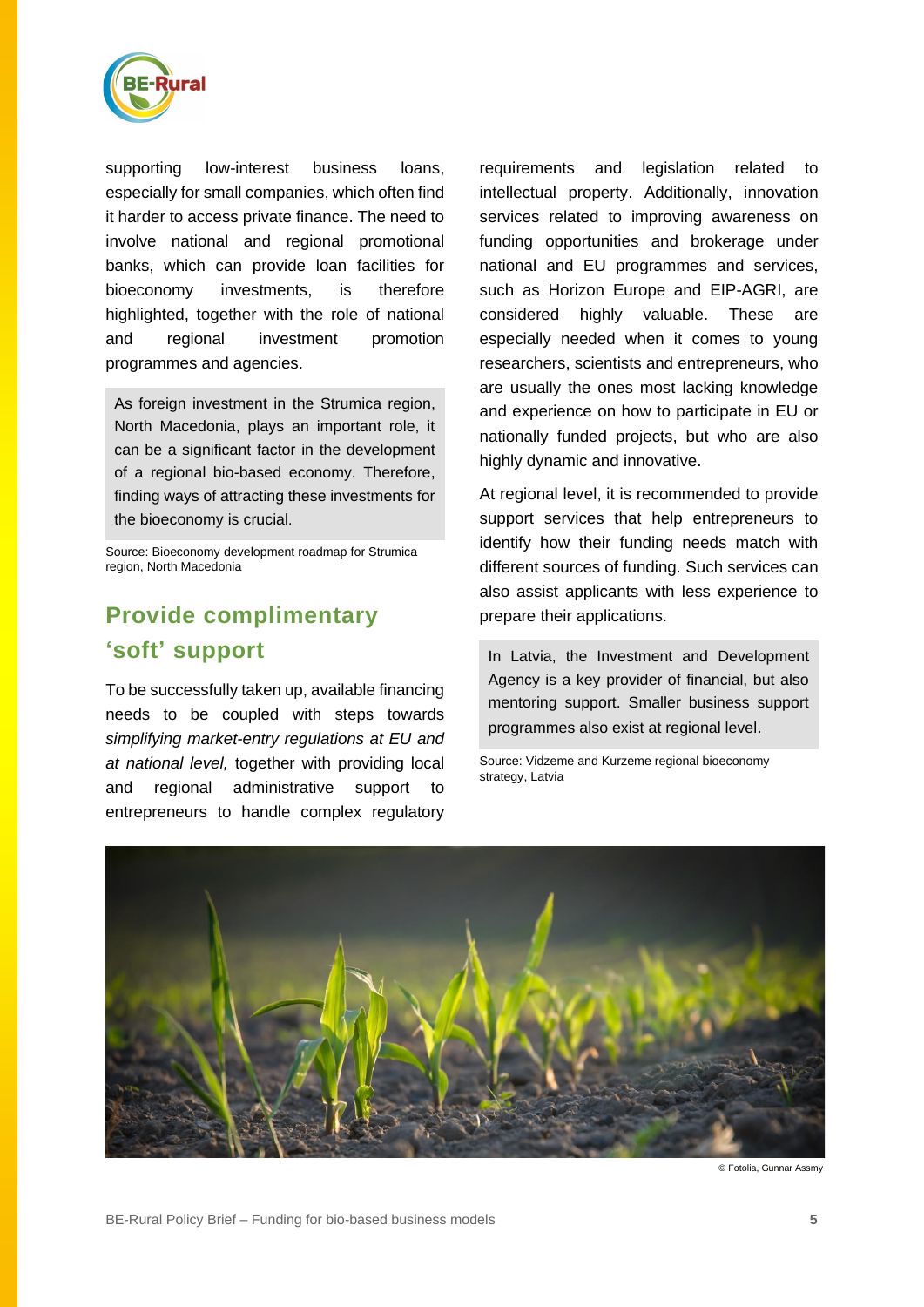supporting low-interest business loans, especially for small companies, which often find it harder to access private finance. The need to involve national and regional promotional banks, which can provide loan facilities for bioeconomy investments, is therefore highlighted, together with the role of national and regional investment promotion programmes and agencies.

> As foreign investment in the Strumica region, North Macedonia, plays an important role, it can be a significant factor in the development of a regional bio-based economy. Therefore, finding ways of attracting these investments for the bioeconomy is crucial.

Source: Bioeconomy development roadmap for Strumica region, North Macedonia

## Provide complimentary 'soft' support

To be successfully taken up, available financing needs to be coupled with steps towards *simplifying market-entry regulations at EU and at national level,* together with providing local and regional administrative support to entrepreneurs to handle complex regulatory requirements and legislation related to intellectual property. Additionally, innovation services related to improving awareness on funding opportunities and brokerage under national and EU programmes and services, such as Horizon Europe and EIP-AGRI, are considered highly valuable. These are especially needed when it comes to young researchers, scientists and entrepreneurs, who are usually the ones most lacking knowledge and experience on how to participate in EU or nationally funded projects, but who are also highly dynamic and innovative.

At regional level, it is recommended to provide support services that help entrepreneurs to identify how their funding needs match with different sources of funding. Such services can also assist applicants with less experience to prepare their applications.

> In Latvia, the Investment and Development Agency is a key provider of financial, but also mentoring support. Smaller business support programmes also exist at regional level.

Source: Vidzeme and Kurzeme regional bioeconomy strategy, Latvia

© Fotolia, Gunnar Assmy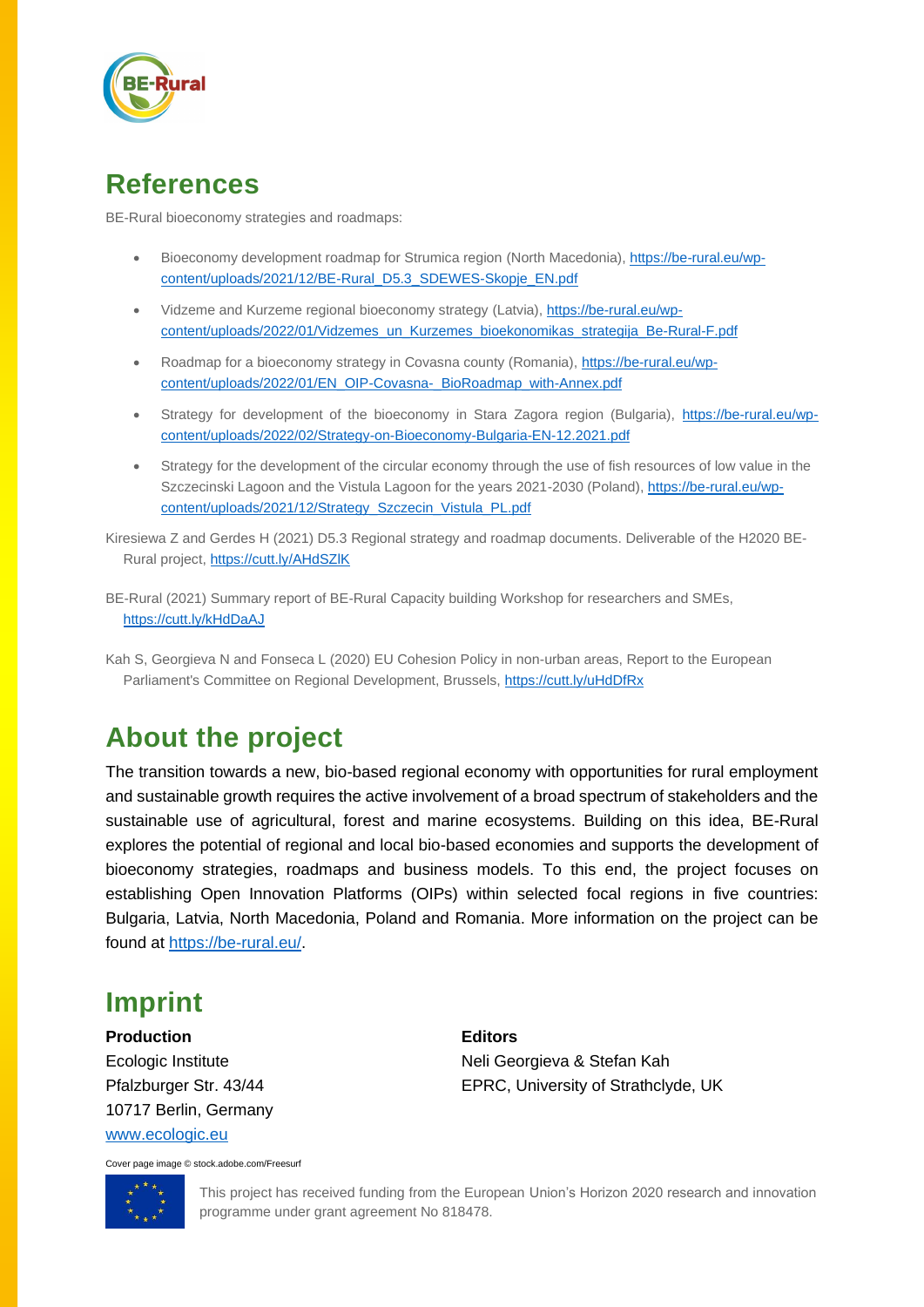## References

BE-Rural bioeconomy strategies and roadmaps:

- Bioeconomy development roadmap for Strumica region (North Macedonia), https://be-rural.eu/wp-content/uploads/2021/12/BE-Rural_D5.3_SDEWES-Skopje_EN.pdf
- Vidzeme and Kurzeme regional bioeconomy strategy (Latvia), https://be-rural.eu/wp-content/uploads/2022/01/Vidzemes_un_Kurzemes_bioekonomikas_strategija_Be-Rural-F.pdf
- Roadmap for a bioeconomy strategy in Covasna county (Romania), https://be-rural.eu/wp-content/uploads/2022/01/EN_OIP-Covasna-_BioRoadmap_with-Annex.pdf
- Strategy for development of the bioeconomy in Stara Zagora region (Bulgaria), https://be-rural.eu/wp-content/uploads/2022/02/Strategy-on-Bioeconomy-Bulgaria-EN-12.2021.pdf
- Strategy for the development of the circular economy through the use of fish resources of low value in the Szczecinski Lagoon and the Vistula Lagoon for the years 2021-2030 (Poland), https://be-rural.eu/wp-content/uploads/2021/12/Strategy_Szczecin_Vistula_PL.pdf

Kiresiewa Z and Gerdes H (2021) D5.3 Regional strategy and roadmap documents. Deliverable of the H2020 BE-Rural project, https://cutt.ly/AHdSZlK

BE-Rural (2021) Summary report of BE-Rural Capacity building Workshop for researchers and SMEs, https://cutt.ly/kHdDaAJ

Kah S, Georgieva N and Fonseca L (2020) EU Cohesion Policy in non-urban areas, Report to the European Parliament's Committee on Regional Development, Brussels, https://cutt.ly/uHdDfRx

## About the project

The transition towards a new, bio-based regional economy with opportunities for rural employment and sustainable growth requires the active involvement of a broad spectrum of stakeholders and the sustainable use of agricultural, forest and marine ecosystems. Building on this idea, BE-Rural explores the potential of regional and local bio-based economies and supports the development of bioeconomy strategies, roadmaps and business models. To this end, the project focuses on establishing Open Innovation Platforms (OIPs) within selected focal regions in five countries: Bulgaria, Latvia, North Macedonia, Poland and Romania. More information on the project can be found at https://be-rural.eu/.

## Imprint

**Production**
Ecologic Institute
Pfalzburger Str. 43/44
10717 Berlin, Germany
www.ecologic.eu

**Editors**
Neli Georgieva & Stefan Kah
EPRC, University of Strathclyde, UK

Cover page image © stock.adobe.com/Freesurf

This project has received funding from the European Union's Horizon 2020 research and innovation programme under grant agreement No 818478.